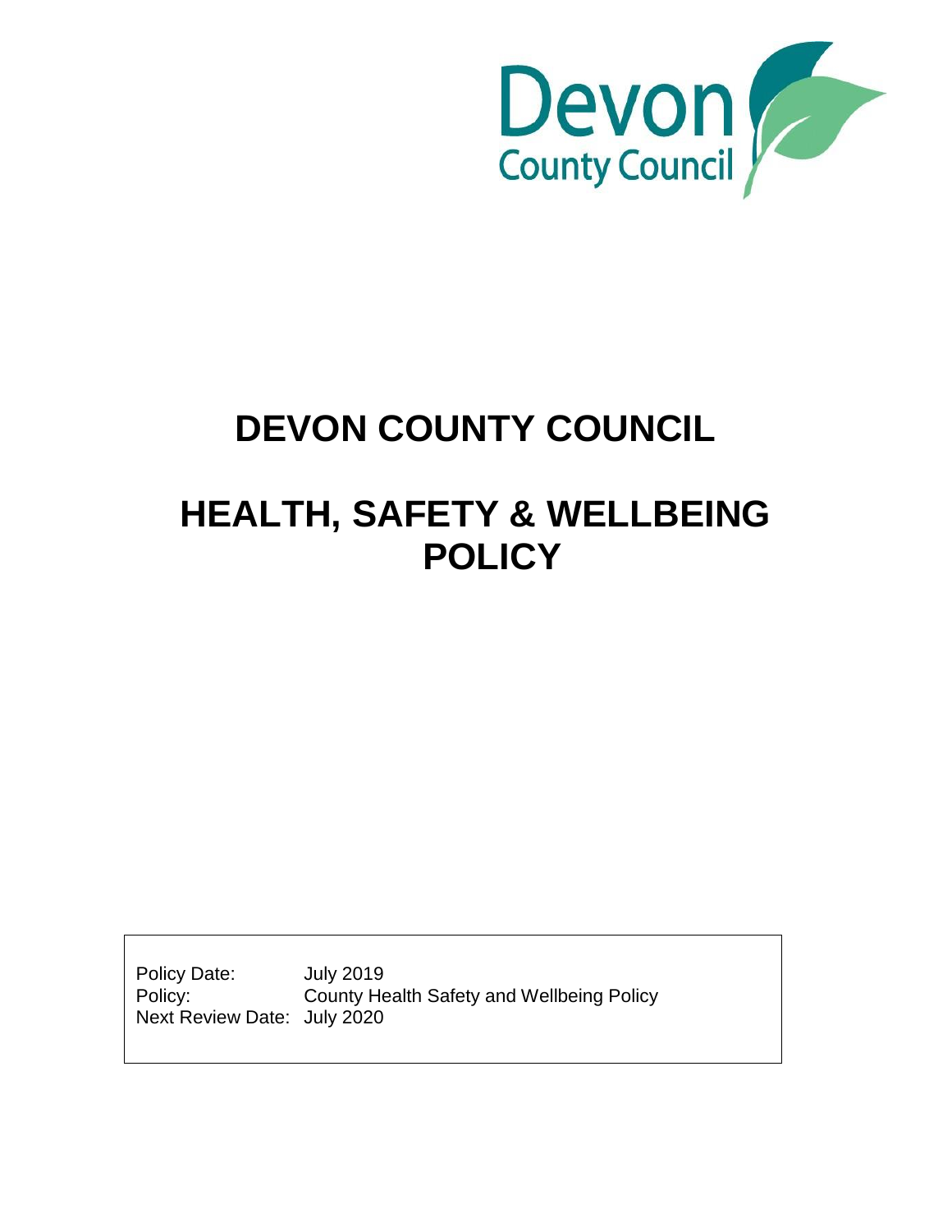# DEVON COUNTY COUNCIL

# HEALTH, SAFETY & WELLBEING POLICY

| | |
|---|---|
| Policy Date: | July 2019 |
| Policy: | County Health Safety and Wellbeing Policy |
| Next Review Date: | July 2020 |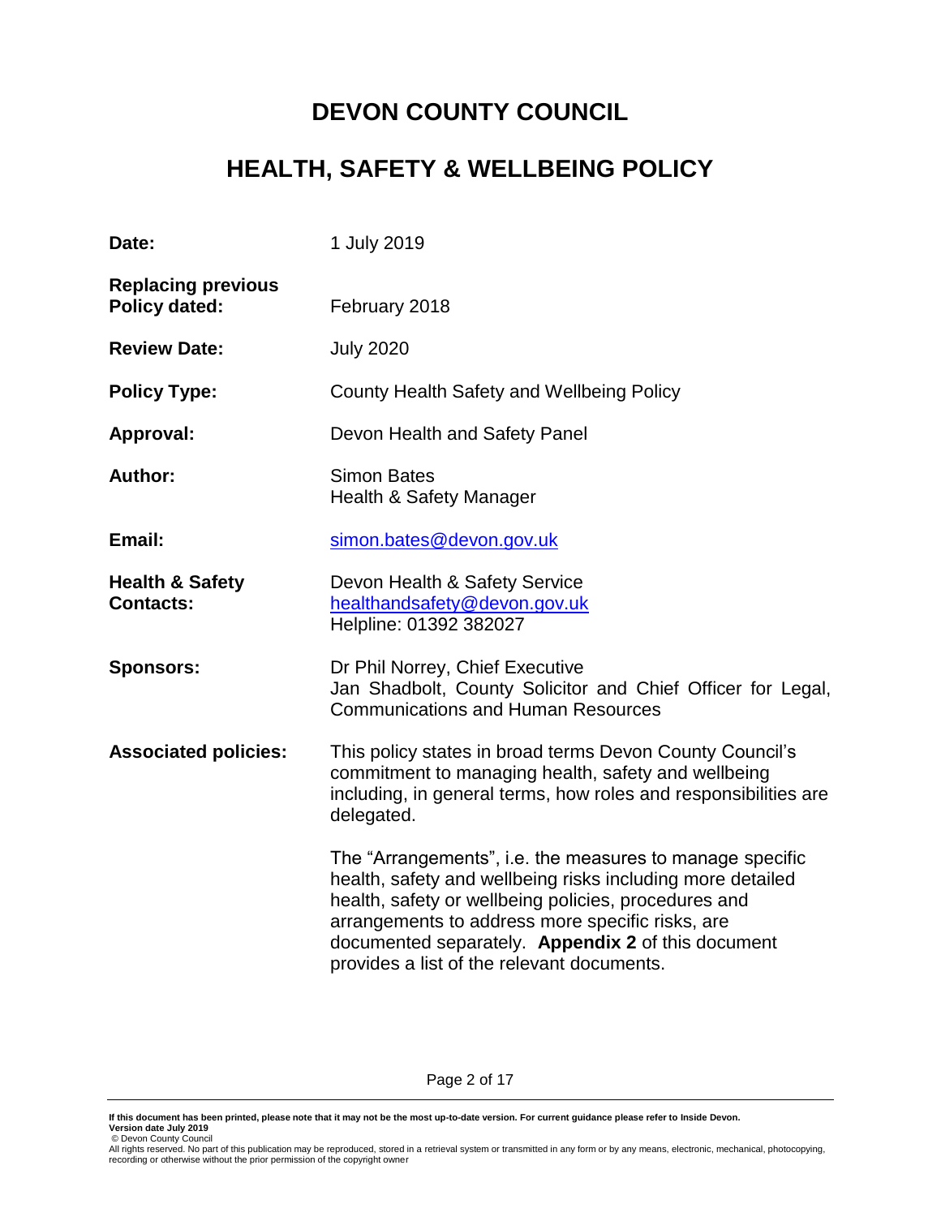# DEVON COUNTY COUNCIL

## HEALTH, SAFETY & WELLBEING POLICY

| | |
|---|---|
| **Date:** | 1 July 2019 |
| **Replacing previous Policy dated:** | February 2018 |
| **Review Date:** | July 2020 |
| **Policy Type:** | County Health Safety and Wellbeing Policy |
| **Approval:** | Devon Health and Safety Panel |
| **Author:** | Simon Bates<br>Health & Safety Manager |
| **Email:** | simon.bates@devon.gov.uk |
| **Health & Safety Contacts:** | Devon Health & Safety Service<br>healthandsafety@devon.gov.uk<br>Helpline: 01392 382027 |
| **Sponsors:** | Dr Phil Norrey, Chief Executive<br>Jan Shadbolt, County Solicitor and Chief Officer for Legal, Communications and Human Resources |
| **Associated policies:** | This policy states in broad terms Devon County Council's commitment to managing health, safety and wellbeing including, in general terms, how roles and responsibilities are delegated.<br><br>The "Arrangements", i.e. the measures to manage specific health, safety and wellbeing risks including more detailed health, safety or wellbeing policies, procedures and arrangements to address more specific risks, are documented separately. **Appendix 2** of this document provides a list of the relevant documents. |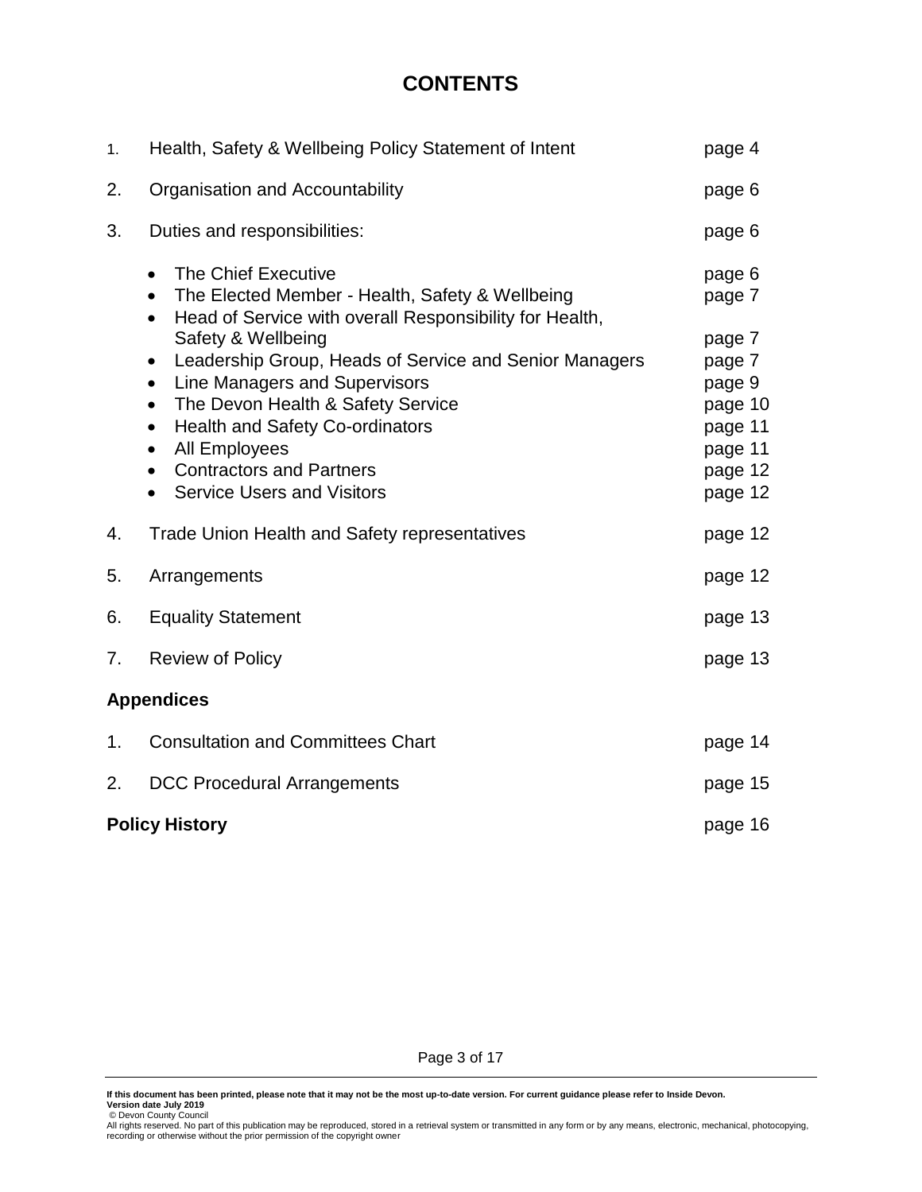# CONTENTS

| | | |
|---|---|---|
| 1. | Health, Safety & Wellbeing Policy Statement of Intent | page 4 |
| 2. | Organisation and Accountability | page 6 |
| 3. | Duties and responsibilities: | page 6 |
| | • The Chief Executive | page 6 |
| | • The Elected Member - Health, Safety & Wellbeing | page 7 |
| | • Head of Service with overall Responsibility for Health, Safety & Wellbeing | page 7 |
| | • Leadership Group, Heads of Service and Senior Managers | page 7 |
| | • Line Managers and Supervisors | page 9 |
| | • The Devon Health & Safety Service | page 10 |
| | • Health and Safety Co-ordinators | page 11 |
| | • All Employees | page 11 |
| | • Contractors and Partners | page 12 |
| | • Service Users and Visitors | page 12 |
| 4. | Trade Union Health and Safety representatives | page 12 |
| 5. | Arrangements | page 12 |
| 6. | Equality Statement | page 13 |
| 7. | Review of Policy | page 13 |

**Appendices**

| | | |
|---|---|---|
| 1. | Consultation and Committees Chart | page 14 |
| 2. | DCC Procedural Arrangements | page 15 |

**Policy History** page 16

**If this document has been printed, please note that it may not be the most up-to-date version. For current guidance please refer to Inside Devon.**
**Version date July 2019**
© Devon County Council
All rights reserved. No part of this publication may be reproduced, stored in a retrieval system or transmitted in any form or by any means, electronic, mechanical, photocopying, recording or otherwise without the prior permission of the copyright owner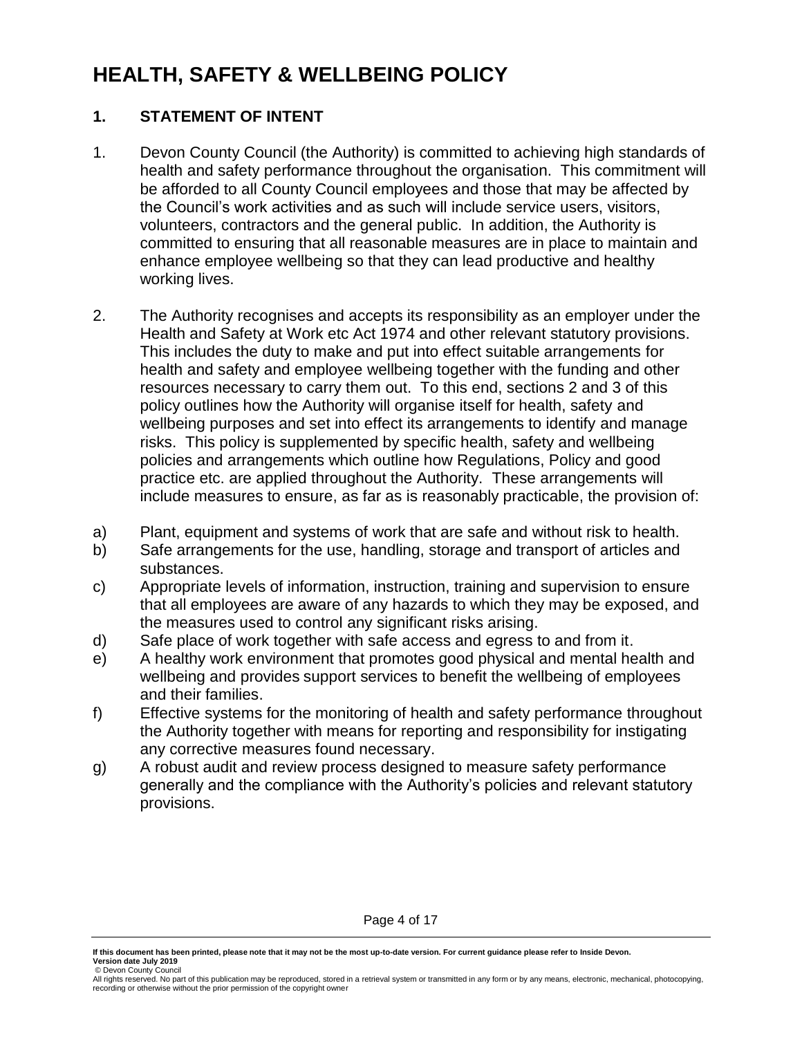# HEALTH, SAFETY & WELLBEING POLICY

## 1. STATEMENT OF INTENT

1. Devon County Council (the Authority) is committed to achieving high standards of health and safety performance throughout the organisation. This commitment will be afforded to all County Council employees and those that may be affected by the Council's work activities and as such will include service users, visitors, volunteers, contractors and the general public. In addition, the Authority is committed to ensuring that all reasonable measures are in place to maintain and enhance employee wellbeing so that they can lead productive and healthy working lives.

2. The Authority recognises and accepts its responsibility as an employer under the Health and Safety at Work etc Act 1974 and other relevant statutory provisions. This includes the duty to make and put into effect suitable arrangements for health and safety and employee wellbeing together with the funding and other resources necessary to carry them out. To this end, sections 2 and 3 of this policy outlines how the Authority will organise itself for health, safety and wellbeing purposes and set into effect its arrangements to identify and manage risks. This policy is supplemented by specific health, safety and wellbeing policies and arrangements which outline how Regulations, Policy and good practice etc. are applied throughout the Authority. These arrangements will include measures to ensure, as far as is reasonably practicable, the provision of:

a) Plant, equipment and systems of work that are safe and without risk to health.
b) Safe arrangements for the use, handling, storage and transport of articles and substances.
c) Appropriate levels of information, instruction, training and supervision to ensure that all employees are aware of any hazards to which they may be exposed, and the measures used to control any significant risks arising.
d) Safe place of work together with safe access and egress to and from it.
e) A healthy work environment that promotes good physical and mental health and wellbeing and provides support services to benefit the wellbeing of employees and their families.
f) Effective systems for the monitoring of health and safety performance throughout the Authority together with means for reporting and responsibility for instigating any corrective measures found necessary.
g) A robust audit and review process designed to measure safety performance generally and the compliance with the Authority's policies and relevant statutory provisions.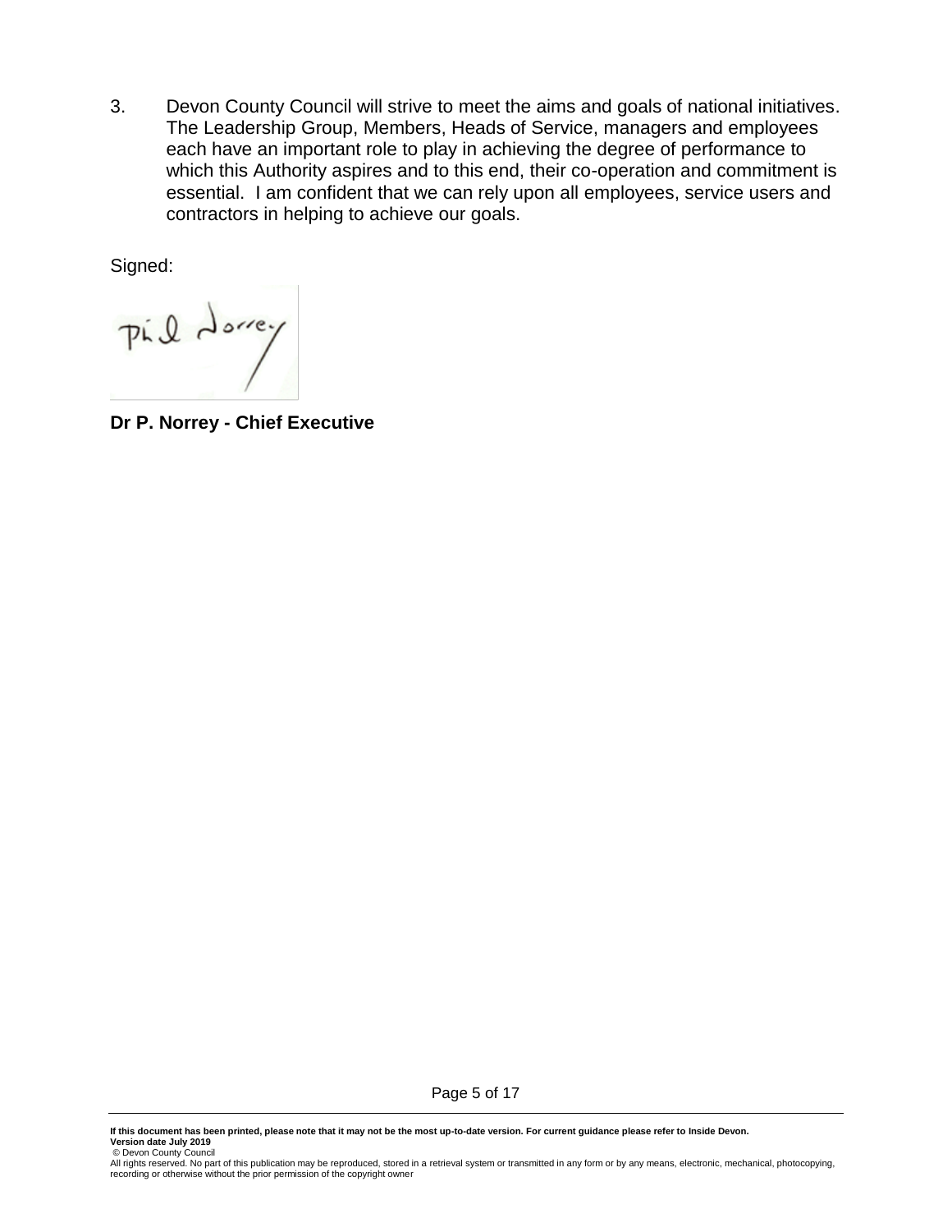3. Devon County Council will strive to meet the aims and goals of national initiatives. The Leadership Group, Members, Heads of Service, managers and employees each have an important role to play in achieving the degree of performance to which this Authority aspires and to this end, their co-operation and commitment is essential. I am confident that we can rely upon all employees, service users and contractors in helping to achieve our goals.

Signed:

**Dr P. Norrey - Chief Executive**

**If this document has been printed, please note that it may not be the most up-to-date version. For current guidance please refer to Inside Devon.**
**Version date July 2019**
© Devon County Council
All rights reserved. No part of this publication may be reproduced, stored in a retrieval system or transmitted in any form or by any means, electronic, mechanical, photocopying, recording or otherwise without the prior permission of the copyright owner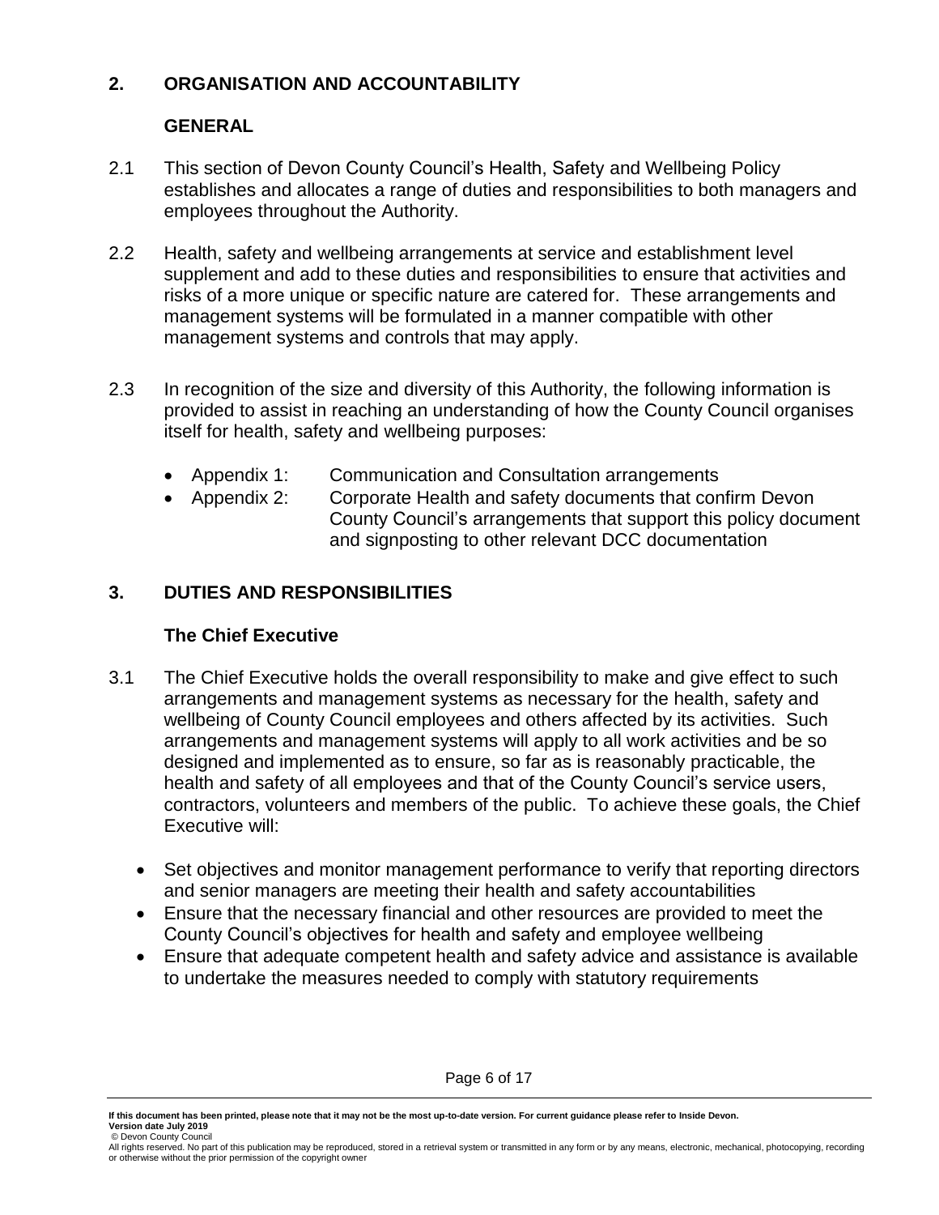## 2. ORGANISATION AND ACCOUNTABILITY

### GENERAL

2.1 This section of Devon County Council's Health, Safety and Wellbeing Policy establishes and allocates a range of duties and responsibilities to both managers and employees throughout the Authority.

2.2 Health, safety and wellbeing arrangements at service and establishment level supplement and add to these duties and responsibilities to ensure that activities and risks of a more unique or specific nature are catered for. These arrangements and management systems will be formulated in a manner compatible with other management systems and controls that may apply.

2.3 In recognition of the size and diversity of this Authority, the following information is provided to assist in reaching an understanding of how the County Council organises itself for health, safety and wellbeing purposes:

- Appendix 1: Communication and Consultation arrangements
- Appendix 2: Corporate Health and safety documents that confirm Devon County Council's arrangements that support this policy document and signposting to other relevant DCC documentation

## 3. DUTIES AND RESPONSIBILITIES

### The Chief Executive

3.1 The Chief Executive holds the overall responsibility to make and give effect to such arrangements and management systems as necessary for the health, safety and wellbeing of County Council employees and others affected by its activities. Such arrangements and management systems will apply to all work activities and be so designed and implemented as to ensure, so far as is reasonably practicable, the health and safety of all employees and that of the County Council's service users, contractors, volunteers and members of the public. To achieve these goals, the Chief Executive will:

- Set objectives and monitor management performance to verify that reporting directors and senior managers are meeting their health and safety accountabilities
- Ensure that the necessary financial and other resources are provided to meet the County Council's objectives for health and safety and employee wellbeing
- Ensure that adequate competent health and safety advice and assistance is available to undertake the measures needed to comply with statutory requirements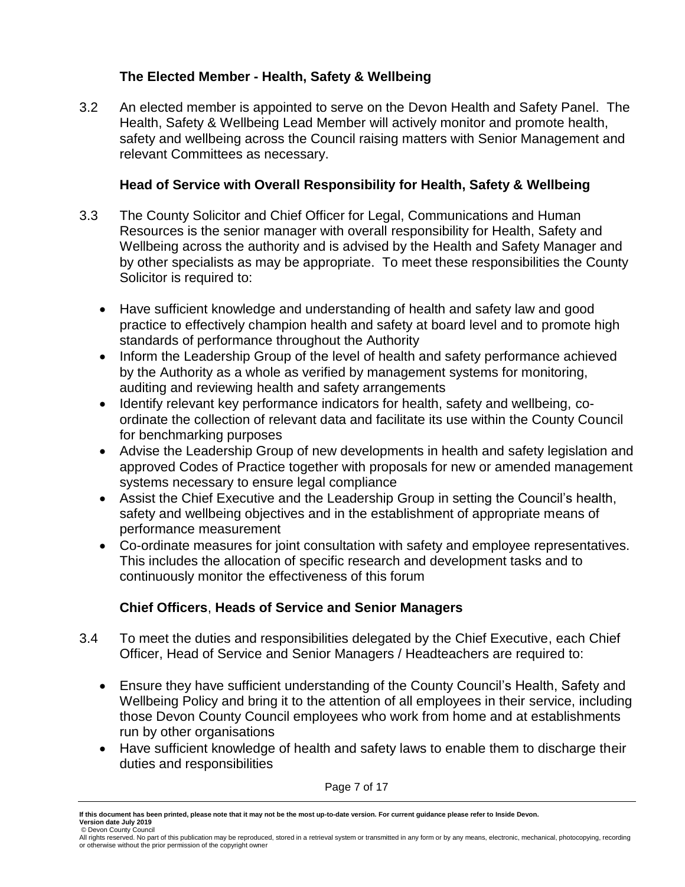### The Elected Member - Health, Safety & Wellbeing

3.2 An elected member is appointed to serve on the Devon Health and Safety Panel. The Health, Safety & Wellbeing Lead Member will actively monitor and promote health, safety and wellbeing across the Council raising matters with Senior Management and relevant Committees as necessary.

### Head of Service with Overall Responsibility for Health, Safety & Wellbeing

3.3 The County Solicitor and Chief Officer for Legal, Communications and Human Resources is the senior manager with overall responsibility for Health, Safety and Wellbeing across the authority and is advised by the Health and Safety Manager and by other specialists as may be appropriate. To meet these responsibilities the County Solicitor is required to:

- Have sufficient knowledge and understanding of health and safety law and good practice to effectively champion health and safety at board level and to promote high standards of performance throughout the Authority
- Inform the Leadership Group of the level of health and safety performance achieved by the Authority as a whole as verified by management systems for monitoring, auditing and reviewing health and safety arrangements
- Identify relevant key performance indicators for health, safety and wellbeing, co-ordinate the collection of relevant data and facilitate its use within the County Council for benchmarking purposes
- Advise the Leadership Group of new developments in health and safety legislation and approved Codes of Practice together with proposals for new or amended management systems necessary to ensure legal compliance
- Assist the Chief Executive and the Leadership Group in setting the Council's health, safety and wellbeing objectives and in the establishment of appropriate means of performance measurement
- Co-ordinate measures for joint consultation with safety and employee representatives. This includes the allocation of specific research and development tasks and to continuously monitor the effectiveness of this forum

### Chief Officers, Heads of Service and Senior Managers

3.4 To meet the duties and responsibilities delegated by the Chief Executive, each Chief Officer, Head of Service and Senior Managers / Headteachers are required to:

- Ensure they have sufficient understanding of the County Council's Health, Safety and Wellbeing Policy and bring it to the attention of all employees in their service, including those Devon County Council employees who work from home and at establishments run by other organisations
- Have sufficient knowledge of health and safety laws to enable them to discharge their duties and responsibilities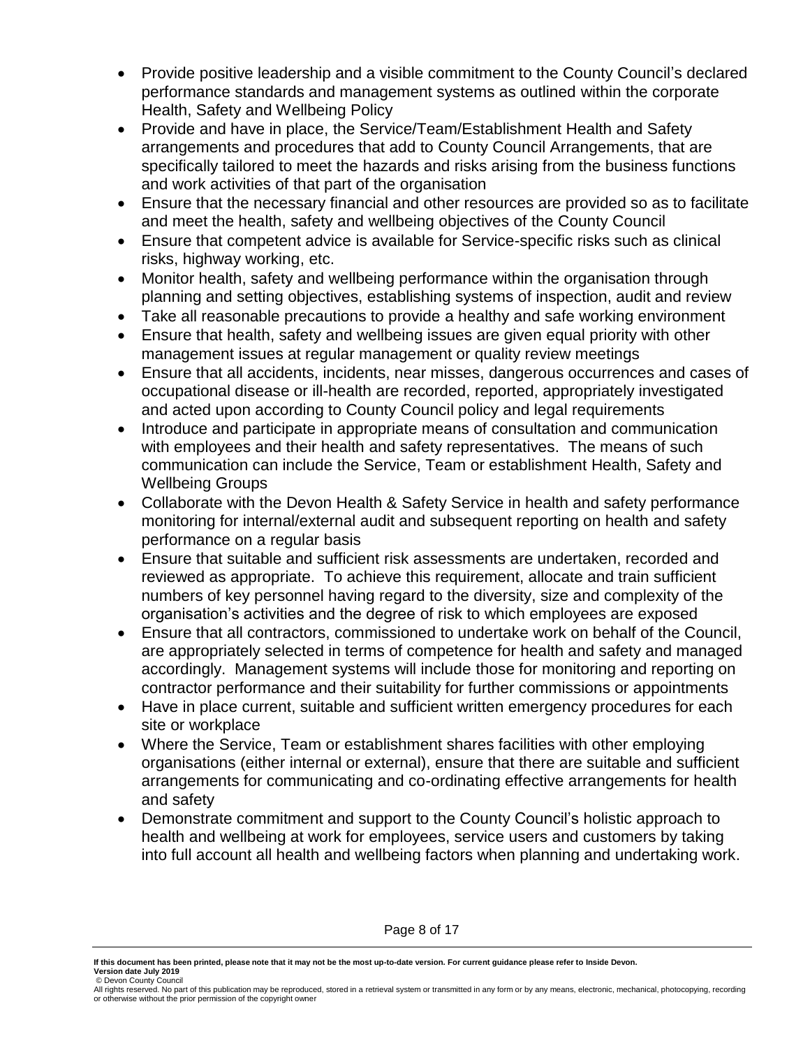- Provide positive leadership and a visible commitment to the County Council's declared performance standards and management systems as outlined within the corporate Health, Safety and Wellbeing Policy
- Provide and have in place, the Service/Team/Establishment Health and Safety arrangements and procedures that add to County Council Arrangements, that are specifically tailored to meet the hazards and risks arising from the business functions and work activities of that part of the organisation
- Ensure that the necessary financial and other resources are provided so as to facilitate and meet the health, safety and wellbeing objectives of the County Council
- Ensure that competent advice is available for Service-specific risks such as clinical risks, highway working, etc.
- Monitor health, safety and wellbeing performance within the organisation through planning and setting objectives, establishing systems of inspection, audit and review
- Take all reasonable precautions to provide a healthy and safe working environment
- Ensure that health, safety and wellbeing issues are given equal priority with other management issues at regular management or quality review meetings
- Ensure that all accidents, incidents, near misses, dangerous occurrences and cases of occupational disease or ill-health are recorded, reported, appropriately investigated and acted upon according to County Council policy and legal requirements
- Introduce and participate in appropriate means of consultation and communication with employees and their health and safety representatives. The means of such communication can include the Service, Team or establishment Health, Safety and Wellbeing Groups
- Collaborate with the Devon Health & Safety Service in health and safety performance monitoring for internal/external audit and subsequent reporting on health and safety performance on a regular basis
- Ensure that suitable and sufficient risk assessments are undertaken, recorded and reviewed as appropriate. To achieve this requirement, allocate and train sufficient numbers of key personnel having regard to the diversity, size and complexity of the organisation's activities and the degree of risk to which employees are exposed
- Ensure that all contractors, commissioned to undertake work on behalf of the Council, are appropriately selected in terms of competence for health and safety and managed accordingly. Management systems will include those for monitoring and reporting on contractor performance and their suitability for further commissions or appointments
- Have in place current, suitable and sufficient written emergency procedures for each site or workplace
- Where the Service, Team or establishment shares facilities with other employing organisations (either internal or external), ensure that there are suitable and sufficient arrangements for communicating and co-ordinating effective arrangements for health and safety
- Demonstrate commitment and support to the County Council's holistic approach to health and wellbeing at work for employees, service users and customers by taking into full account all health and wellbeing factors when planning and undertaking work.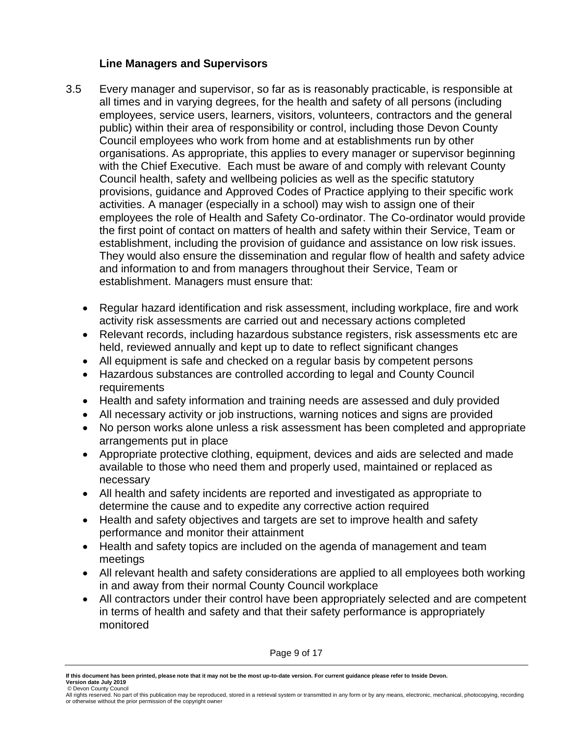### Line Managers and Supervisors

3.5 Every manager and supervisor, so far as is reasonably practicable, is responsible at all times and in varying degrees, for the health and safety of all persons (including employees, service users, learners, visitors, volunteers, contractors and the general public) within their area of responsibility or control, including those Devon County Council employees who work from home and at establishments run by other organisations. As appropriate, this applies to every manager or supervisor beginning with the Chief Executive. Each must be aware of and comply with relevant County Council health, safety and wellbeing policies as well as the specific statutory provisions, guidance and Approved Codes of Practice applying to their specific work activities. A manager (especially in a school) may wish to assign one of their employees the role of Health and Safety Co-ordinator. The Co-ordinator would provide the first point of contact on matters of health and safety within their Service, Team or establishment, including the provision of guidance and assistance on low risk issues. They would also ensure the dissemination and regular flow of health and safety advice and information to and from managers throughout their Service, Team or establishment. Managers must ensure that:

- Regular hazard identification and risk assessment, including workplace, fire and work activity risk assessments are carried out and necessary actions completed
- Relevant records, including hazardous substance registers, risk assessments etc are held, reviewed annually and kept up to date to reflect significant changes
- All equipment is safe and checked on a regular basis by competent persons
- Hazardous substances are controlled according to legal and County Council requirements
- Health and safety information and training needs are assessed and duly provided
- All necessary activity or job instructions, warning notices and signs are provided
- No person works alone unless a risk assessment has been completed and appropriate arrangements put in place
- Appropriate protective clothing, equipment, devices and aids are selected and made available to those who need them and properly used, maintained or replaced as necessary
- All health and safety incidents are reported and investigated as appropriate to determine the cause and to expedite any corrective action required
- Health and safety objectives and targets are set to improve health and safety performance and monitor their attainment
- Health and safety topics are included on the agenda of management and team meetings
- All relevant health and safety considerations are applied to all employees both working in and away from their normal County Council workplace
- All contractors under their control have been appropriately selected and are competent in terms of health and safety and that their safety performance is appropriately monitored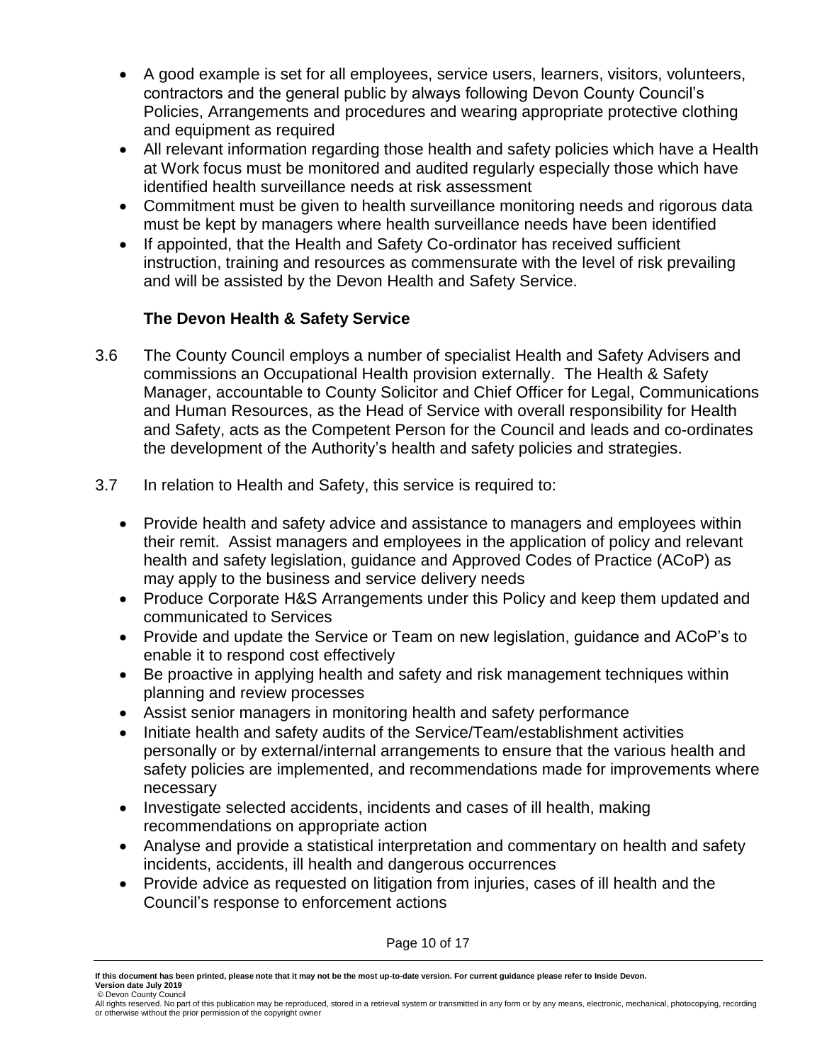- A good example is set for all employees, service users, learners, visitors, volunteers, contractors and the general public by always following Devon County Council's Policies, Arrangements and procedures and wearing appropriate protective clothing and equipment as required
- All relevant information regarding those health and safety policies which have a Health at Work focus must be monitored and audited regularly especially those which have identified health surveillance needs at risk assessment
- Commitment must be given to health surveillance monitoring needs and rigorous data must be kept by managers where health surveillance needs have been identified
- If appointed, that the Health and Safety Co-ordinator has received sufficient instruction, training and resources as commensurate with the level of risk prevailing and will be assisted by the Devon Health and Safety Service.

### The Devon Health & Safety Service

3.6 The County Council employs a number of specialist Health and Safety Advisers and commissions an Occupational Health provision externally. The Health & Safety Manager, accountable to County Solicitor and Chief Officer for Legal, Communications and Human Resources, as the Head of Service with overall responsibility for Health and Safety, acts as the Competent Person for the Council and leads and co-ordinates the development of the Authority's health and safety policies and strategies.

3.7 In relation to Health and Safety, this service is required to:

- Provide health and safety advice and assistance to managers and employees within their remit. Assist managers and employees in the application of policy and relevant health and safety legislation, guidance and Approved Codes of Practice (ACoP) as may apply to the business and service delivery needs
- Produce Corporate H&S Arrangements under this Policy and keep them updated and communicated to Services
- Provide and update the Service or Team on new legislation, guidance and ACoP's to enable it to respond cost effectively
- Be proactive in applying health and safety and risk management techniques within planning and review processes
- Assist senior managers in monitoring health and safety performance
- Initiate health and safety audits of the Service/Team/establishment activities personally or by external/internal arrangements to ensure that the various health and safety policies are implemented, and recommendations made for improvements where necessary
- Investigate selected accidents, incidents and cases of ill health, making recommendations on appropriate action
- Analyse and provide a statistical interpretation and commentary on health and safety incidents, accidents, ill health and dangerous occurrences
- Provide advice as requested on litigation from injuries, cases of ill health and the Council's response to enforcement actions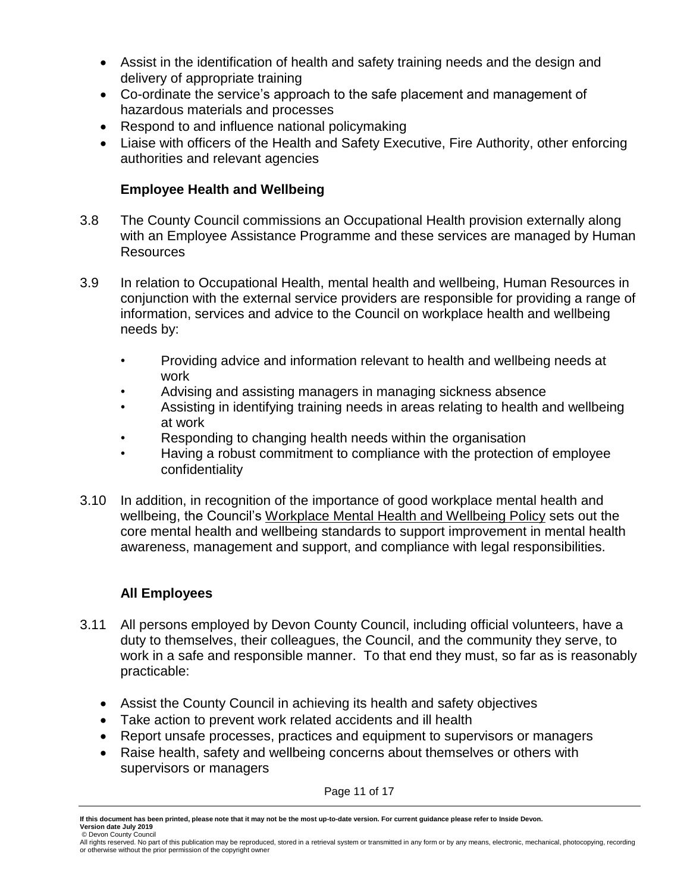- Assist in the identification of health and safety training needs and the design and delivery of appropriate training
- Co-ordinate the service's approach to the safe placement and management of hazardous materials and processes
- Respond to and influence national policymaking
- Liaise with officers of the Health and Safety Executive, Fire Authority, other enforcing authorities and relevant agencies

### Employee Health and Wellbeing

3.8 The County Council commissions an Occupational Health provision externally along with an Employee Assistance Programme and these services are managed by Human Resources

3.9 In relation to Occupational Health, mental health and wellbeing, Human Resources in conjunction with the external service providers are responsible for providing a range of information, services and advice to the Council on workplace health and wellbeing needs by:

- Providing advice and information relevant to health and wellbeing needs at work
- Advising and assisting managers in managing sickness absence
- Assisting in identifying training needs in areas relating to health and wellbeing at work
- Responding to changing health needs within the organisation
- Having a robust commitment to compliance with the protection of employee confidentiality

3.10 In addition, in recognition of the importance of good workplace mental health and wellbeing, the Council's Workplace Mental Health and Wellbeing Policy sets out the core mental health and wellbeing standards to support improvement in mental health awareness, management and support, and compliance with legal responsibilities.

### All Employees

3.11 All persons employed by Devon County Council, including official volunteers, have a duty to themselves, their colleagues, the Council, and the community they serve, to work in a safe and responsible manner. To that end they must, so far as is reasonably practicable:

- Assist the County Council in achieving its health and safety objectives
- Take action to prevent work related accidents and ill health
- Report unsafe processes, practices and equipment to supervisors or managers
- Raise health, safety and wellbeing concerns about themselves or others with supervisors or managers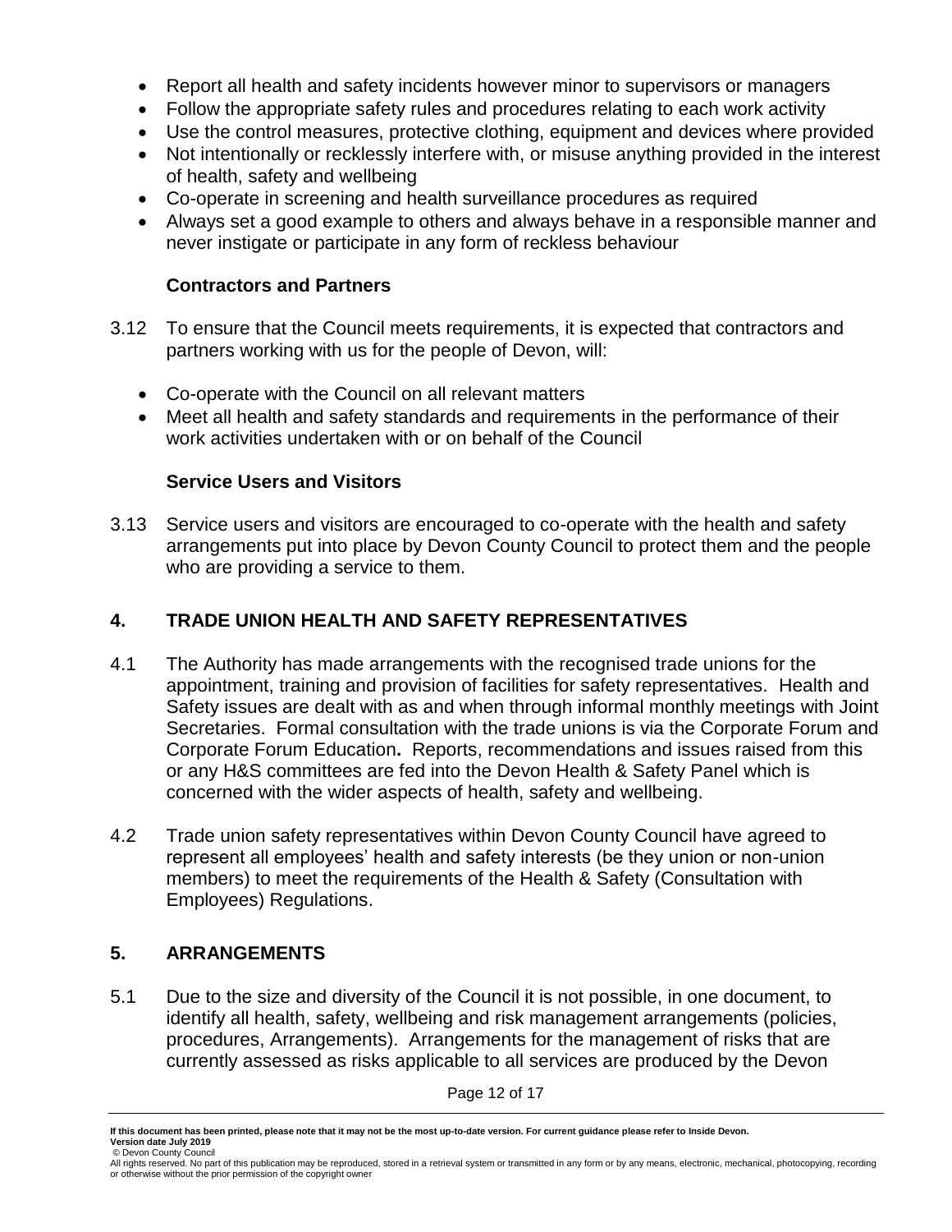- Report all health and safety incidents however minor to supervisors or managers
- Follow the appropriate safety rules and procedures relating to each work activity
- Use the control measures, protective clothing, equipment and devices where provided
- Not intentionally or recklessly interfere with, or misuse anything provided in the interest of health, safety and wellbeing
- Co-operate in screening and health surveillance procedures as required
- Always set a good example to others and always behave in a responsible manner and never instigate or participate in any form of reckless behaviour

**Contractors and Partners**

3.12 To ensure that the Council meets requirements, it is expected that contractors and partners working with us for the people of Devon, will:

- Co-operate with the Council on all relevant matters
- Meet all health and safety standards and requirements in the performance of their work activities undertaken with or on behalf of the Council

**Service Users and Visitors**

3.13 Service users and visitors are encouraged to co-operate with the health and safety arrangements put into place by Devon County Council to protect them and the people who are providing a service to them.

## 4. TRADE UNION HEALTH AND SAFETY REPRESENTATIVES

4.1 The Authority has made arrangements with the recognised trade unions for the appointment, training and provision of facilities for safety representatives. Health and Safety issues are dealt with as and when through informal monthly meetings with Joint Secretaries. Formal consultation with the trade unions is via the Corporate Forum and Corporate Forum Education**.** Reports, recommendations and issues raised from this or any H&S committees are fed into the Devon Health & Safety Panel which is concerned with the wider aspects of health, safety and wellbeing.

4.2 Trade union safety representatives within Devon County Council have agreed to represent all employees' health and safety interests (be they union or non-union members) to meet the requirements of the Health & Safety (Consultation with Employees) Regulations.

## 5. ARRANGEMENTS

5.1 Due to the size and diversity of the Council it is not possible, in one document, to identify all health, safety, wellbeing and risk management arrangements (policies, procedures, Arrangements). Arrangements for the management of risks that are currently assessed as risks applicable to all services are produced by the Devon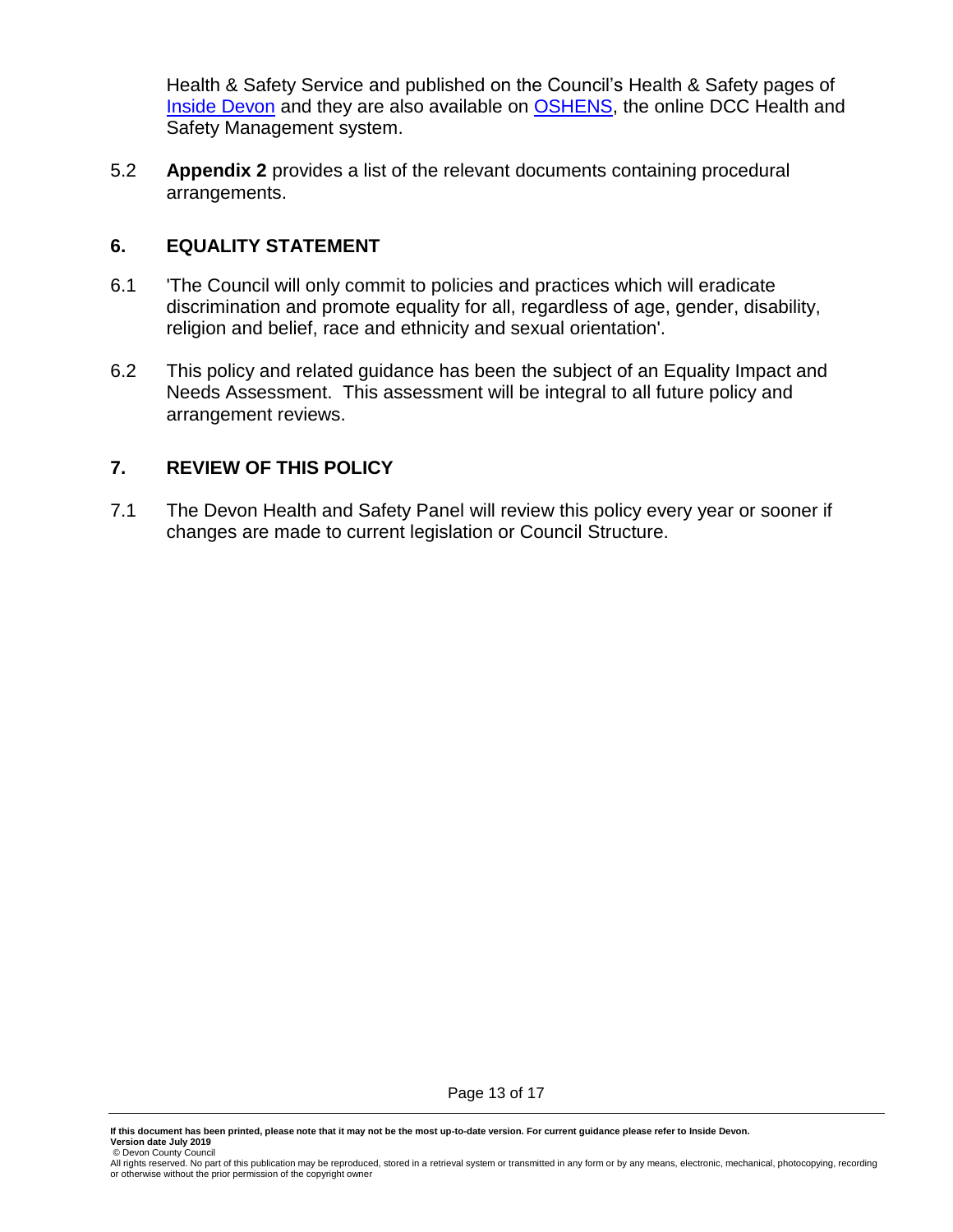Health & Safety Service and published on the Council's Health & Safety pages of [Inside Devon] and they are also available on [OSHENS], the online DCC Health and Safety Management system.

5.2 **Appendix 2** provides a list of the relevant documents containing procedural arrangements.

## 6. EQUALITY STATEMENT

6.1 'The Council will only commit to policies and practices which will eradicate discrimination and promote equality for all, regardless of age, gender, disability, religion and belief, race and ethnicity and sexual orientation'.

6.2 This policy and related guidance has been the subject of an Equality Impact and Needs Assessment. This assessment will be integral to all future policy and arrangement reviews.

## 7. REVIEW OF THIS POLICY

7.1 The Devon Health and Safety Panel will review this policy every year or sooner if changes are made to current legislation or Council Structure.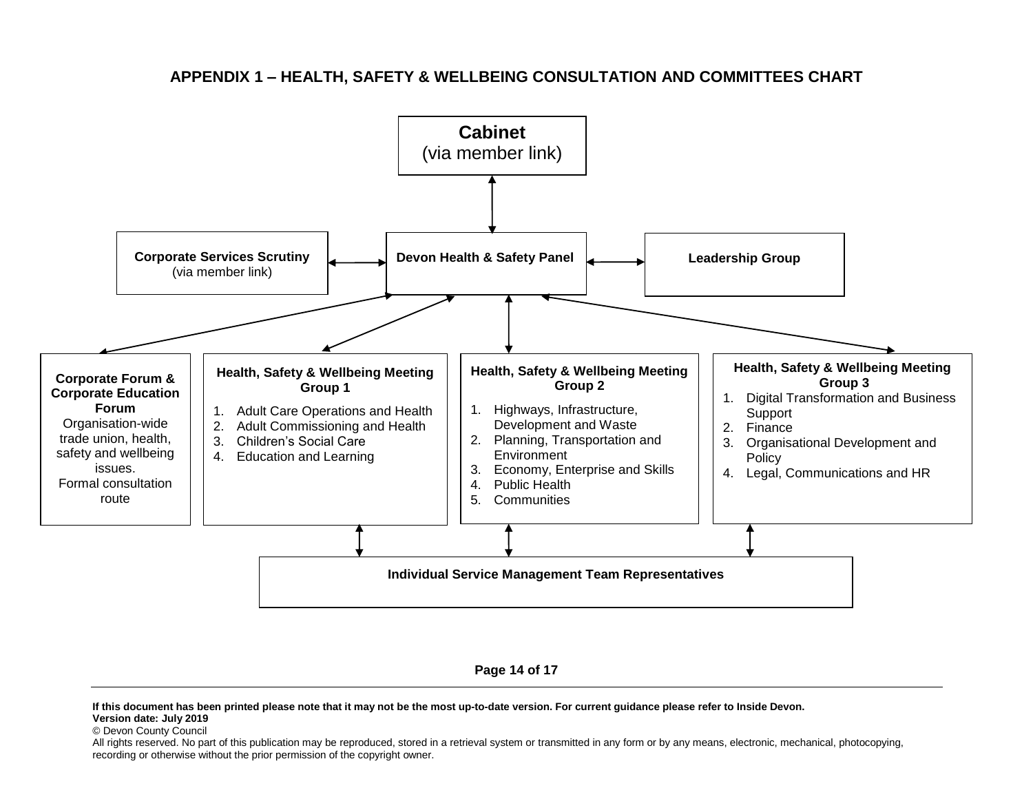## APPENDIX 1 – HEALTH, SAFETY & WELLBEING CONSULTATION AND COMMITTEES CHART

**Cabinet**
(via member link)

**Corporate Services Scrutiny**
(via member link)

**Devon Health & Safety Panel**

**Leadership Group**

**Corporate Forum & Corporate Education Forum**
Organisation-wide trade union, health, safety and wellbeing issues.
Formal consultation route

**Health, Safety & Wellbeing Meeting Group 1**

1. Adult Care Operations and Health
2. Adult Commissioning and Health
3. Children's Social Care
4. Education and Learning

**Health, Safety & Wellbeing Meeting Group 2**

1. Highways, Infrastructure, Development and Waste
2. Planning, Transportation and Environment
3. Economy, Enterprise and Skills
4. Public Health
5. Communities

**Health, Safety & Wellbeing Meeting Group 3**

1. Digital Transformation and Business Support
2. Finance
3. Organisational Development and Policy
4. Legal, Communications and HR

**Individual Service Management Team Representatives**

**If this document has been printed please note that it may not be the most up-to-date version. For current guidance please refer to Inside Devon.**
**Version date: July 2019**
© Devon County Council
All rights reserved. No part of this publication may be reproduced, stored in a retrieval system or transmitted in any form or by any means, electronic, mechanical, photocopying, recording or otherwise without the prior permission of the copyright owner.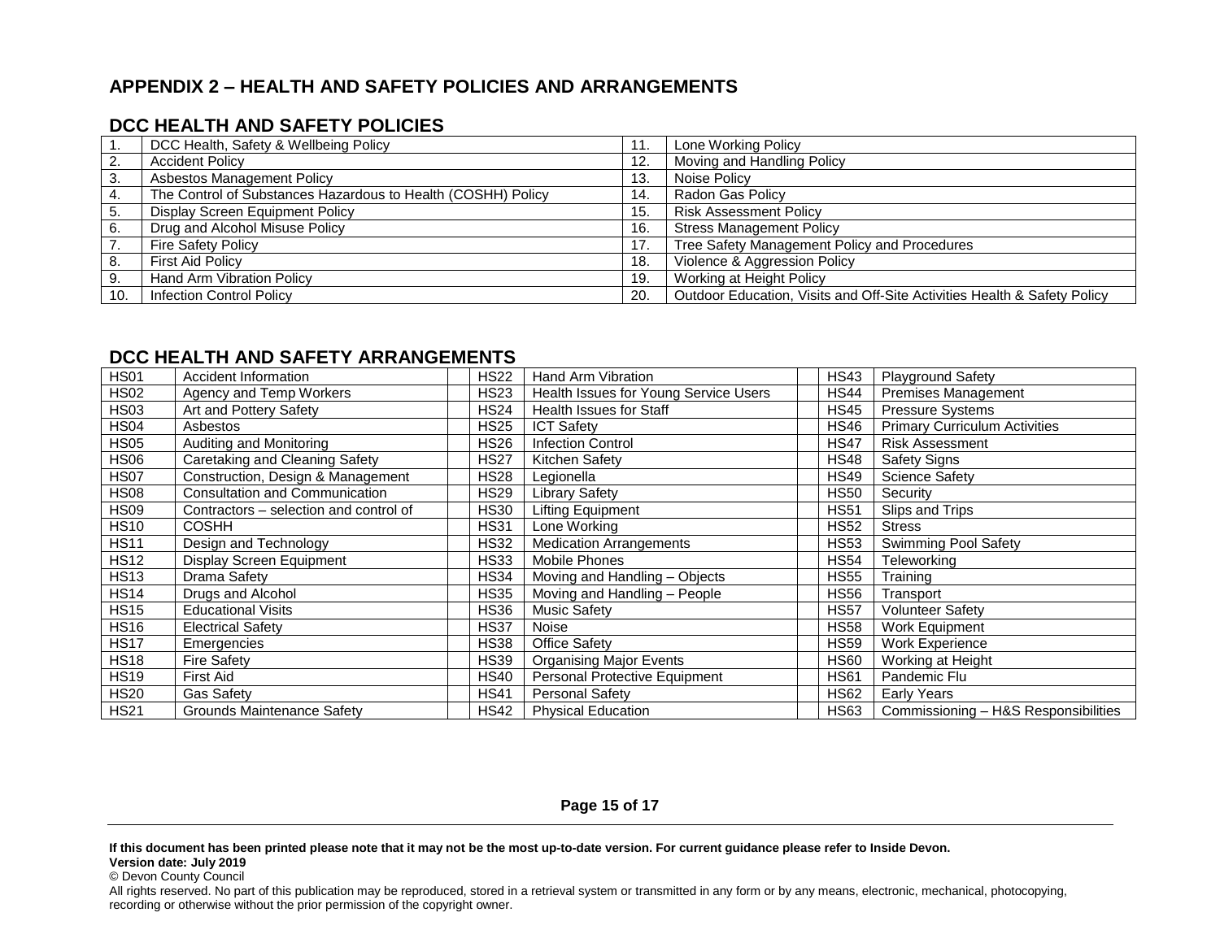# APPENDIX 2 – HEALTH AND SAFETY POLICIES AND ARRANGEMENTS

## DCC HEALTH AND SAFETY POLICIES

| | | | |
|---|---|---|---|
| 1. | DCC Health, Safety & Wellbeing Policy | 11. | Lone Working Policy |
| 2. | Accident Policy | 12. | Moving and Handling Policy |
| 3. | Asbestos Management Policy | 13. | Noise Policy |
| 4. | The Control of Substances Hazardous to Health (COSHH) Policy | 14. | Radon Gas Policy |
| 5. | Display Screen Equipment Policy | 15. | Risk Assessment Policy |
| 6. | Drug and Alcohol Misuse Policy | 16. | Stress Management Policy |
| 7. | Fire Safety Policy | 17. | Tree Safety Management Policy and Procedures |
| 8. | First Aid Policy | 18. | Violence & Aggression Policy |
| 9. | Hand Arm Vibration Policy | 19. | Working at Height Policy |
| 10. | Infection Control Policy | 20. | Outdoor Education, Visits and Off-Site Activities Health & Safety Policy |

## DCC HEALTH AND SAFETY ARRANGEMENTS

| | | | | | |
|---|---|---|---|---|---|
| HS01 | Accident Information | HS22 | Hand Arm Vibration | HS43 | Playground Safety |
| HS02 | Agency and Temp Workers | HS23 | Health Issues for Young Service Users | HS44 | Premises Management |
| HS03 | Art and Pottery Safety | HS24 | Health Issues for Staff | HS45 | Pressure Systems |
| HS04 | Asbestos | HS25 | ICT Safety | HS46 | Primary Curriculum Activities |
| HS05 | Auditing and Monitoring | HS26 | Infection Control | HS47 | Risk Assessment |
| HS06 | Caretaking and Cleaning Safety | HS27 | Kitchen Safety | HS48 | Safety Signs |
| HS07 | Construction, Design & Management | HS28 | Legionella | HS49 | Science Safety |
| HS08 | Consultation and Communication | HS29 | Library Safety | HS50 | Security |
| HS09 | Contractors – selection and control of | HS30 | Lifting Equipment | HS51 | Slips and Trips |
| HS10 | COSHH | HS31 | Lone Working | HS52 | Stress |
| HS11 | Design and Technology | HS32 | Medication Arrangements | HS53 | Swimming Pool Safety |
| HS12 | Display Screen Equipment | HS33 | Mobile Phones | HS54 | Teleworking |
| HS13 | Drama Safety | HS34 | Moving and Handling – Objects | HS55 | Training |
| HS14 | Drugs and Alcohol | HS35 | Moving and Handling – People | HS56 | Transport |
| HS15 | Educational Visits | HS36 | Music Safety | HS57 | Volunteer Safety |
| HS16 | Electrical Safety | HS37 | Noise | HS58 | Work Equipment |
| HS17 | Emergencies | HS38 | Office Safety | HS59 | Work Experience |
| HS18 | Fire Safety | HS39 | Organising Major Events | HS60 | Working at Height |
| HS19 | First Aid | HS40 | Personal Protective Equipment | HS61 | Pandemic Flu |
| HS20 | Gas Safety | HS41 | Personal Safety | HS62 | Early Years |
| HS21 | Grounds Maintenance Safety | HS42 | Physical Education | HS63 | Commissioning – H&S Responsibilities |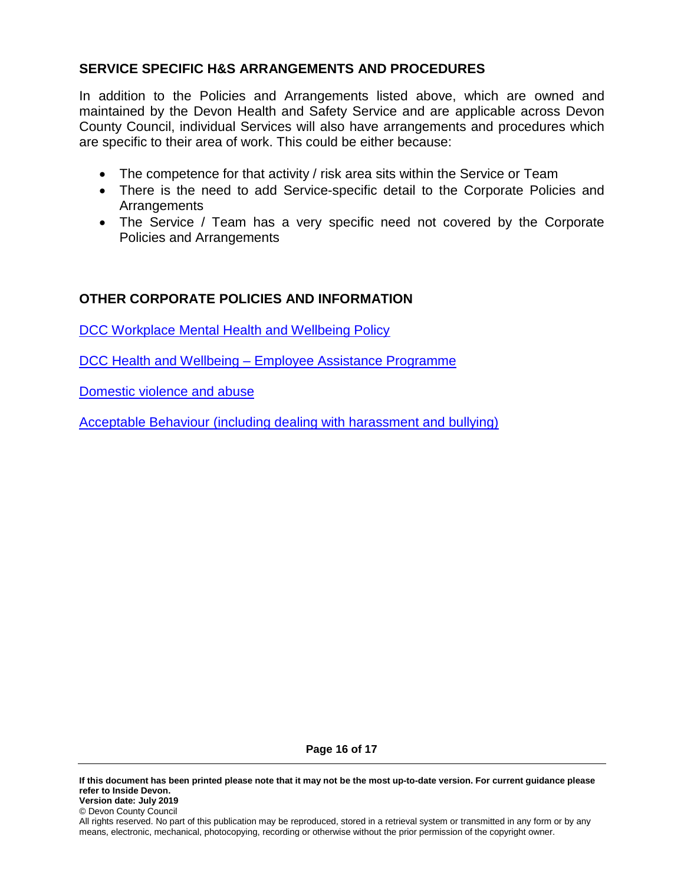## SERVICE SPECIFIC H&S ARRANGEMENTS AND PROCEDURES

In addition to the Policies and Arrangements listed above, which are owned and maintained by the Devon Health and Safety Service and are applicable across Devon County Council, individual Services will also have arrangements and procedures which are specific to their area of work. This could be either because:

- The competence for that activity / risk area sits within the Service or Team
- There is the need to add Service-specific detail to the Corporate Policies and Arrangements
- The Service / Team has a very specific need not covered by the Corporate Policies and Arrangements

## OTHER CORPORATE POLICIES AND INFORMATION

DCC Workplace Mental Health and Wellbeing Policy

DCC Health and Wellbeing – Employee Assistance Programme

Domestic violence and abuse

Acceptable Behaviour (including dealing with harassment and bullying)

**If this document has been printed please note that it may not be the most up-to-date version. For current guidance please refer to Inside Devon.**
**Version date: July 2019**
© Devon County Council
All rights reserved. No part of this publication may be reproduced, stored in a retrieval system or transmitted in any form or by any means, electronic, mechanical, photocopying, recording or otherwise without the prior permission of the copyright owner.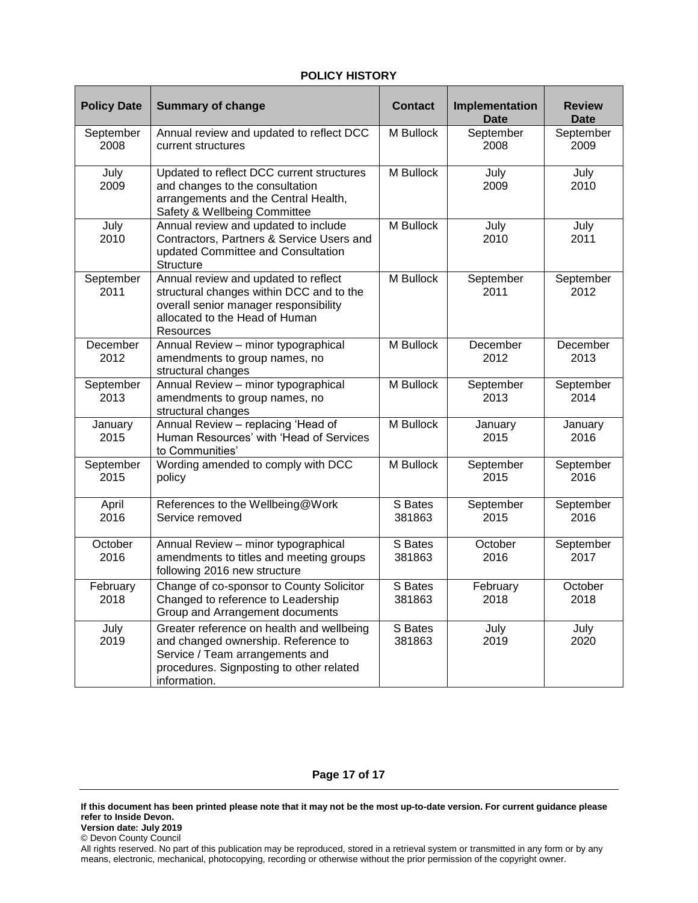**POLICY HISTORY**

| Policy Date | Summary of change | Contact | Implementation Date | Review Date |
|---|---|---|---|---|
| September 2008 | Annual review and updated to reflect DCC current structures | M Bullock | September 2008 | September 2009 |
| July 2009 | Updated to reflect DCC current structures and changes to the consultation arrangements and the Central Health, Safety & Wellbeing Committee | M Bullock | July 2009 | July 2010 |
| July 2010 | Annual review and updated to include Contractors, Partners & Service Users and updated Committee and Consultation Structure | M Bullock | July 2010 | July 2011 |
| September 2011 | Annual review and updated to reflect structural changes within DCC and to the overall senior manager responsibility allocated to the Head of Human Resources | M Bullock | September 2011 | September 2012 |
| December 2012 | Annual Review – minor typographical amendments to group names, no structural changes | M Bullock | December 2012 | December 2013 |
| September 2013 | Annual Review – minor typographical amendments to group names, no structural changes | M Bullock | September 2013 | September 2014 |
| January 2015 | Annual Review – replacing 'Head of Human Resources' with 'Head of Services to Communities' | M Bullock | January 2015 | January 2016 |
| September 2015 | Wording amended to comply with DCC policy | M Bullock | September 2015 | September 2016 |
| April 2016 | References to the Wellbeing@Work Service removed | S Bates 381863 | September 2015 | September 2016 |
| October 2016 | Annual Review – minor typographical amendments to titles and meeting groups following 2016 new structure | S Bates 381863 | October 2016 | September 2017 |
| February 2018 | Change of co-sponsor to County Solicitor Changed to reference to Leadership Group and Arrangement documents | S Bates 381863 | February 2018 | October 2018 |
| July 2019 | Greater reference on health and wellbeing and changed ownership. Reference to Service / Team arrangements and procedures. Signposting to other related information. | S Bates 381863 | July 2019 | July 2020 |

**If this document has been printed please note that it may not be the most up-to-date version. For current guidance please refer to Inside Devon.**
**Version date: July 2019**
© Devon County Council
All rights reserved. No part of this publication may be reproduced, stored in a retrieval system or transmitted in any form or by any means, electronic, mechanical, photocopying, recording or otherwise without the prior permission of the copyright owner.